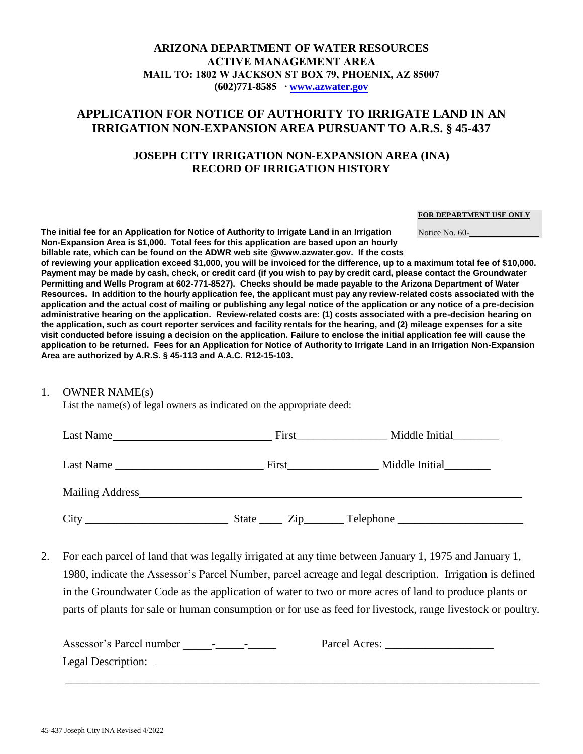**ARIZONA DEPARTMENT OF WATER RESOURCES**
**ACTIVE MANAGEMENT AREA**
**MAIL TO: 1802 W JACKSON ST BOX 79, PHOENIX, AZ 85007**
**(602)771-8585 · www.azwater.gov**

# APPLICATION FOR NOTICE OF AUTHORITY TO IRRIGATE LAND IN AN IRRIGATION NON-EXPANSION AREA PURSUANT TO A.R.S. § 45-437

## JOSEPH CITY IRRIGATION NON-EXPANSION AREA (INA) RECORD OF IRRIGATION HISTORY

**FOR DEPARTMENT USE ONLY**

Notice No. 60-\_\_\_\_\_\_\_\_\_\_\_\_\_\_\_

**The initial fee for an Application for Notice of Authority to Irrigate Land in an Irrigation Non-Expansion Area is $1,000. Total fees for this application are based upon an hourly billable rate, which can be found on the ADWR web site @www.azwater.gov. If the costs of reviewing your application exceed $1,000, you will be invoiced for the difference, up to a maximum total fee of $10,000. Payment may be made by cash, check, or credit card (if you wish to pay by credit card, please contact the Groundwater Permitting and Wells Program at 602-771-8527). Checks should be made payable to the Arizona Department of Water Resources. In addition to the hourly application fee, the applicant must pay any review-related costs associated with the application and the actual cost of mailing or publishing any legal notice of the application or any notice of a pre-decision administrative hearing on the application. Review-related costs are: (1) costs associated with a pre-decision hearing on the application, such as court reporter services and facility rentals for the hearing, and (2) mileage expenses for a site visit conducted before issuing a decision on the application. Failure to enclose the initial application fee will cause the application to be returned. Fees for an Application for Notice of Authority to Irrigate Land in an Irrigation Non-Expansion Area are authorized by A.R.S. § 45-113 and A.A.C. R12-15-103.**

1. OWNER NAME(s)
   List the name(s) of legal owners as indicated on the appropriate deed:

   Last Name\_\_\_\_\_\_\_\_\_\_\_\_\_\_\_\_\_\_\_\_\_\_\_\_\_\_\_\_ First\_\_\_\_\_\_\_\_\_\_\_\_\_\_\_\_ Middle Initial\_\_\_\_\_\_\_\_

   Last Name \_\_\_\_\_\_\_\_\_\_\_\_\_\_\_\_\_\_\_\_\_\_\_\_\_\_ First\_\_\_\_\_\_\_\_\_\_\_\_\_\_\_\_ Middle Initial\_\_\_\_\_\_\_\_

   Mailing Address\_\_\_\_\_\_\_\_\_\_\_\_\_\_\_\_\_\_\_\_\_\_\_\_\_\_\_\_\_\_\_\_\_\_\_\_\_\_\_\_\_\_\_\_\_\_\_\_\_\_\_\_\_\_\_\_\_\_\_\_\_\_\_\_

   City \_\_\_\_\_\_\_\_\_\_\_\_\_\_\_\_\_\_\_\_\_\_\_\_\_ State \_\_\_\_ Zip\_\_\_\_\_\_\_ Telephone \_\_\_\_\_\_\_\_\_\_\_\_\_\_\_\_\_\_\_\_\_\_

2. For each parcel of land that was legally irrigated at any time between January 1, 1975 and January 1, 1980, indicate the Assessor's Parcel Number, parcel acreage and legal description. Irrigation is defined in the Groundwater Code as the application of water to two or more acres of land to produce plants or parts of plants for sale or human consumption or for use as feed for livestock, range livestock or poultry.

   Assessor's Parcel number \_\_\_\_\_-\_\_\_\_\_-\_\_\_\_\_ Parcel Acres: \_\_\_\_\_\_\_\_\_\_\_\_\_\_\_\_\_\_\_
   Legal Description: \_\_\_\_\_\_\_\_\_\_\_\_\_\_\_\_\_\_\_\_\_\_\_\_\_\_\_\_\_\_\_\_\_\_\_\_\_\_\_\_\_\_\_\_\_\_\_\_\_\_\_\_\_\_\_\_\_\_\_\_\_\_\_\_\_\_

   \_\_\_\_\_\_\_\_\_\_\_\_\_\_\_\_\_\_\_\_\_\_\_\_\_\_\_\_\_\_\_\_\_\_\_\_\_\_\_\_\_\_\_\_\_\_\_\_\_\_\_\_\_\_\_\_\_\_\_\_\_\_\_\_\_\_\_\_\_\_\_\_\_\_\_\_\_\_\_\_\_\_

45-437 Joseph City INA Revised 4/2022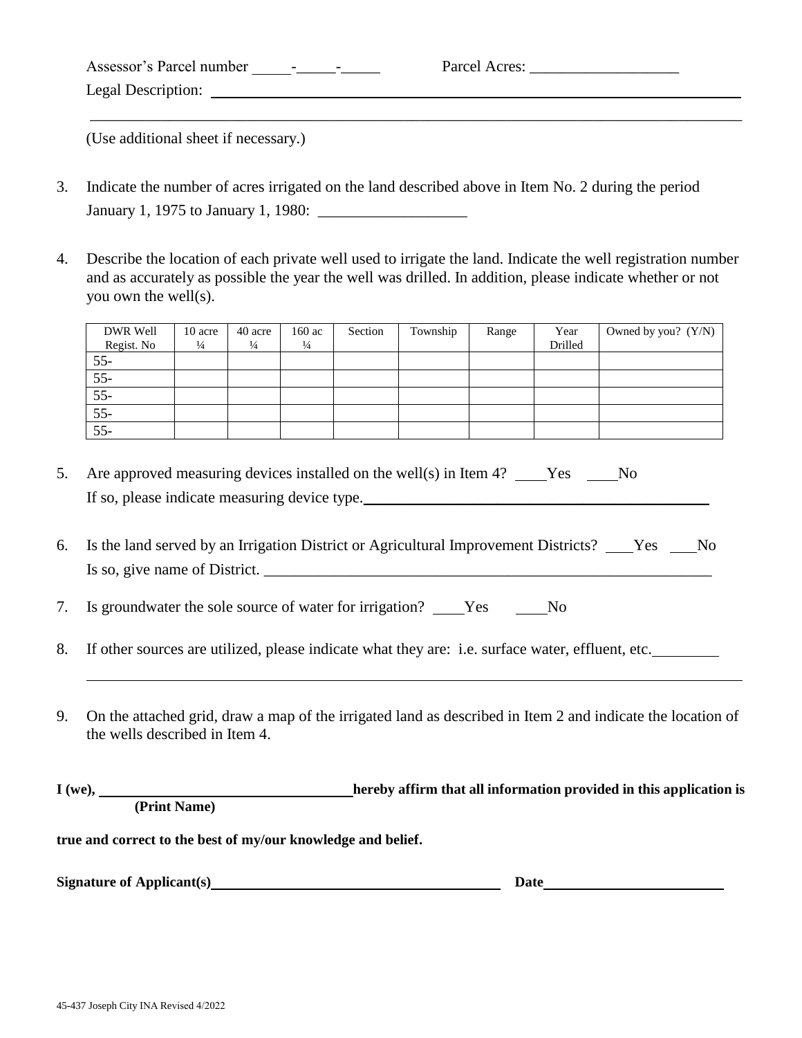Assessor's Parcel number _____-_____-_____ Parcel Acres: ___________________

Legal Description: ______________________________________________________________

_________________________________________________________________________________

(Use additional sheet if necessary.)

3. Indicate the number of acres irrigated on the land described above in Item No. 2 during the period January 1, 1975 to January 1, 1980: ___________________

4. Describe the location of each private well used to irrigate the land. Indicate the well registration number and as accurately as possible the year the well was drilled. In addition, please indicate whether or not you own the well(s).

| DWR Well Regist. No | 10 acre ¼ | 40 acre ¼ | 160 ac ¼ | Section | Township | Range | Year Drilled | Owned by you? (Y/N) |
|---|---|---|---|---|---|---|---|---|
| 55- | | | | | | | | |
| 55- | | | | | | | | |
| 55- | | | | | | | | |
| 55- | | | | | | | | |
| 55- | | | | | | | | |

5. Are approved measuring devices installed on the well(s) in Item 4? ____Yes ____No
   If so, please indicate measuring device type.______________________________________________

6. Is the land served by an Irrigation District or Agricultural Improvement Districts? ___Yes ___No
   Is so, give name of District. ___________________________________________________________

7. Is groundwater the sole source of water for irrigation? ____Yes ____No

8. If other sources are utilized, please indicate what they are: i.e. surface water, effluent, etc.________
   _________________________________________________________________________________

9. On the attached grid, draw a map of the irrigated land as described in Item 2 and indicate the location of the wells described in Item 4.

**I (we), ___________________________________ hereby affirm that all information provided in this application is**
**(Print Name)**

**true and correct to the best of my/our knowledge and belief.**

**Signature of Applicant(s)**_________________________________________ **Date**__________________________

45-437 Joseph City INA Revised 4/2022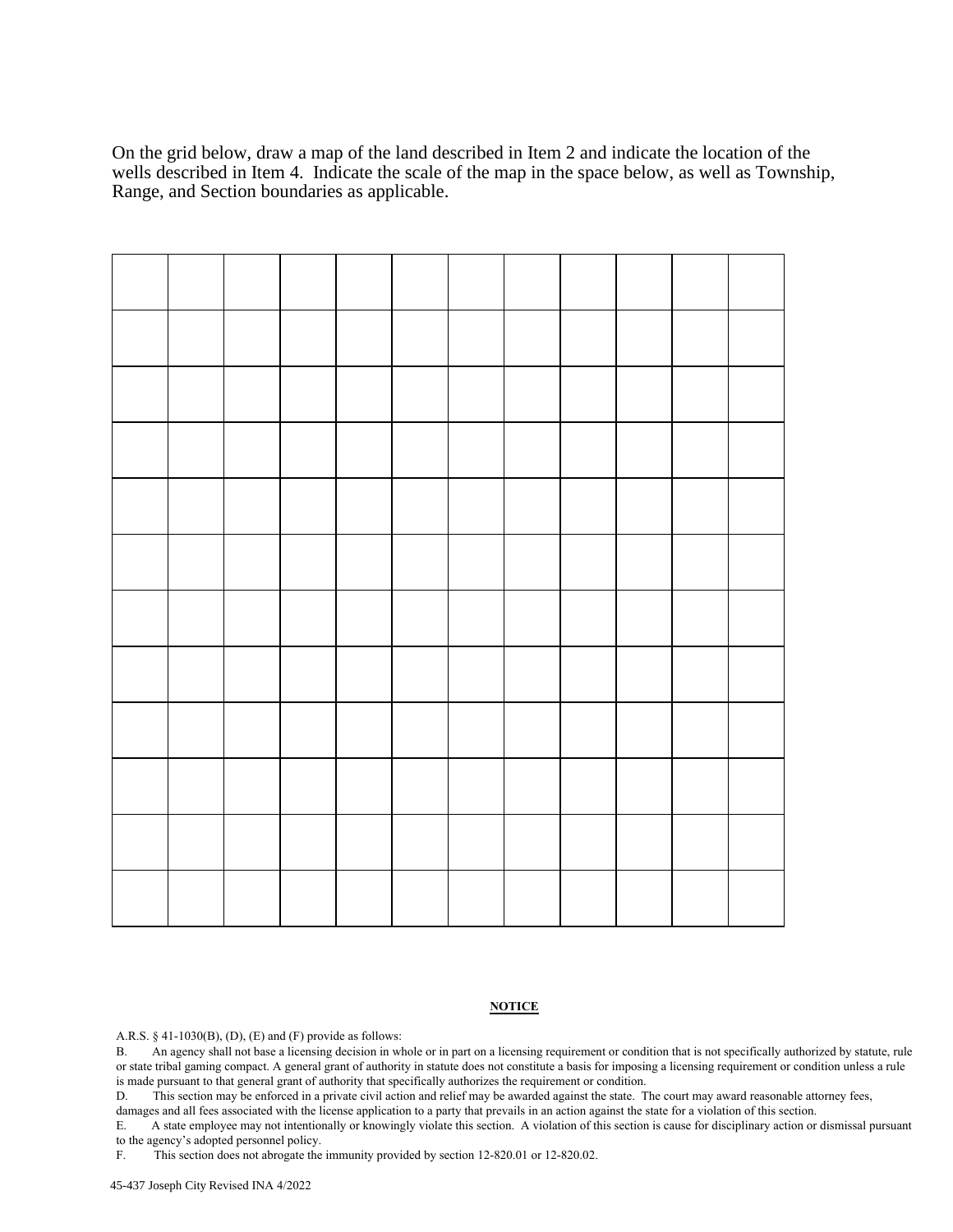On the grid below, draw a map of the land described in Item 2 and indicate the location of the wells described in Item 4. Indicate the scale of the map in the space below, as well as Township, Range, and Section boundaries as applicable.

**NOTICE**

A.R.S. § 41-1030(B), (D), (E) and (F) provide as follows:

B. An agency shall not base a licensing decision in whole or in part on a licensing requirement or condition that is not specifically authorized by statute, rule or state tribal gaming compact. A general grant of authority in statute does not constitute a basis for imposing a licensing requirement or condition unless a rule is made pursuant to that general grant of authority that specifically authorizes the requirement or condition.

D. This section may be enforced in a private civil action and relief may be awarded against the state. The court may award reasonable attorney fees, damages and all fees associated with the license application to a party that prevails in an action against the state for a violation of this section.

E. A state employee may not intentionally or knowingly violate this section. A violation of this section is cause for disciplinary action or dismissal pursuant to the agency's adopted personnel policy.

F. This section does not abrogate the immunity provided by section 12-820.01 or 12-820.02.